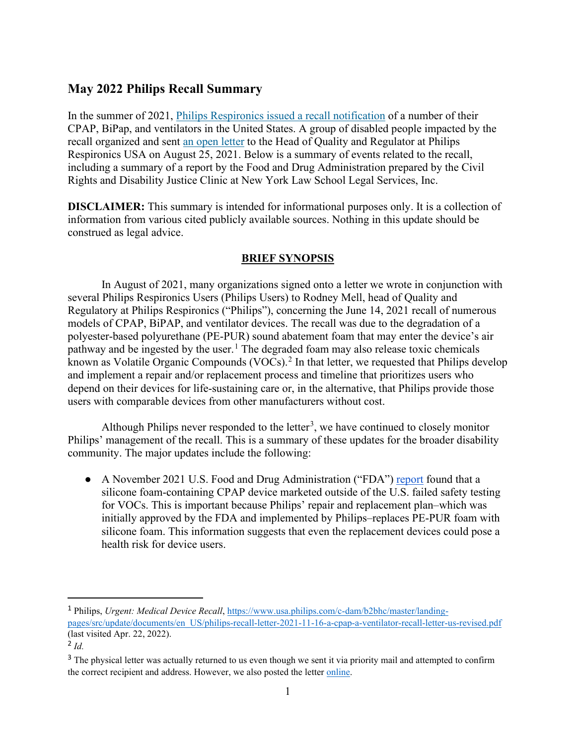## May 2022 Philips Recall Summary

In the summer of 2021, [Philips Respironics issued a recall notification](#) of a number of their CPAP, BiPap, and ventilators in the United States. A group of disabled people impacted by the recall organized and sent [an open letter](#) to the Head of Quality and Regulator at Philips Respironics USA on August 25, 2021. Below is a summary of events related to the recall, including a summary of a report by the Food and Drug Administration prepared by the Civil Rights and Disability Justice Clinic at New York Law School Legal Services, Inc.

**DISCLAIMER:** This summary is intended for informational purposes only. It is a collection of information from various cited publicly available sources. Nothing in this update should be construed as legal advice.

### BRIEF SYNOPSIS

In August of 2021, many organizations signed onto a letter we wrote in conjunction with several Philips Respironics Users (Philips Users) to Rodney Mell, head of Quality and Regulatory at Philips Respironics ("Philips"), concerning the June 14, 2021 recall of numerous models of CPAP, BiPAP, and ventilator devices. The recall was due to the degradation of a polyester-based polyurethane (PE-PUR) sound abatement foam that may enter the device's air pathway and be ingested by the user.[1] The degraded foam may also release toxic chemicals known as Volatile Organic Compounds (VOCs).[2] In that letter, we requested that Philips develop and implement a repair and/or replacement process and timeline that prioritizes users who depend on their devices for life-sustaining care or, in the alternative, that Philips provide those users with comparable devices from other manufacturers without cost.

Although Philips never responded to the letter[3], we have continued to closely monitor Philips' management of the recall. This is a summary of these updates for the broader disability community. The major updates include the following:

- A November 2021 U.S. Food and Drug Administration ("FDA") [report](#) found that a silicone foam-containing CPAP device marketed outside of the U.S. failed safety testing for VOCs. This is important because Philips' repair and replacement plan–which was initially approved by the FDA and implemented by Philips–replaces PE-PUR foam with silicone foam. This information suggests that even the replacement devices could pose a health risk for device users.

---

[1] Philips, *Urgent: Medical Device Recall*, https://www.usa.philips.com/c-dam/b2bhc/master/landing-pages/src/update/documents/en_US/philips-recall-letter-2021-11-16-a-cpap-a-ventilator-recall-letter-us-revised.pdf (last visited Apr. 22, 2022).

[2] *Id.*

[3] The physical letter was actually returned to us even though we sent it via priority mail and attempted to confirm the correct recipient and address. However, we also posted the letter [online](#).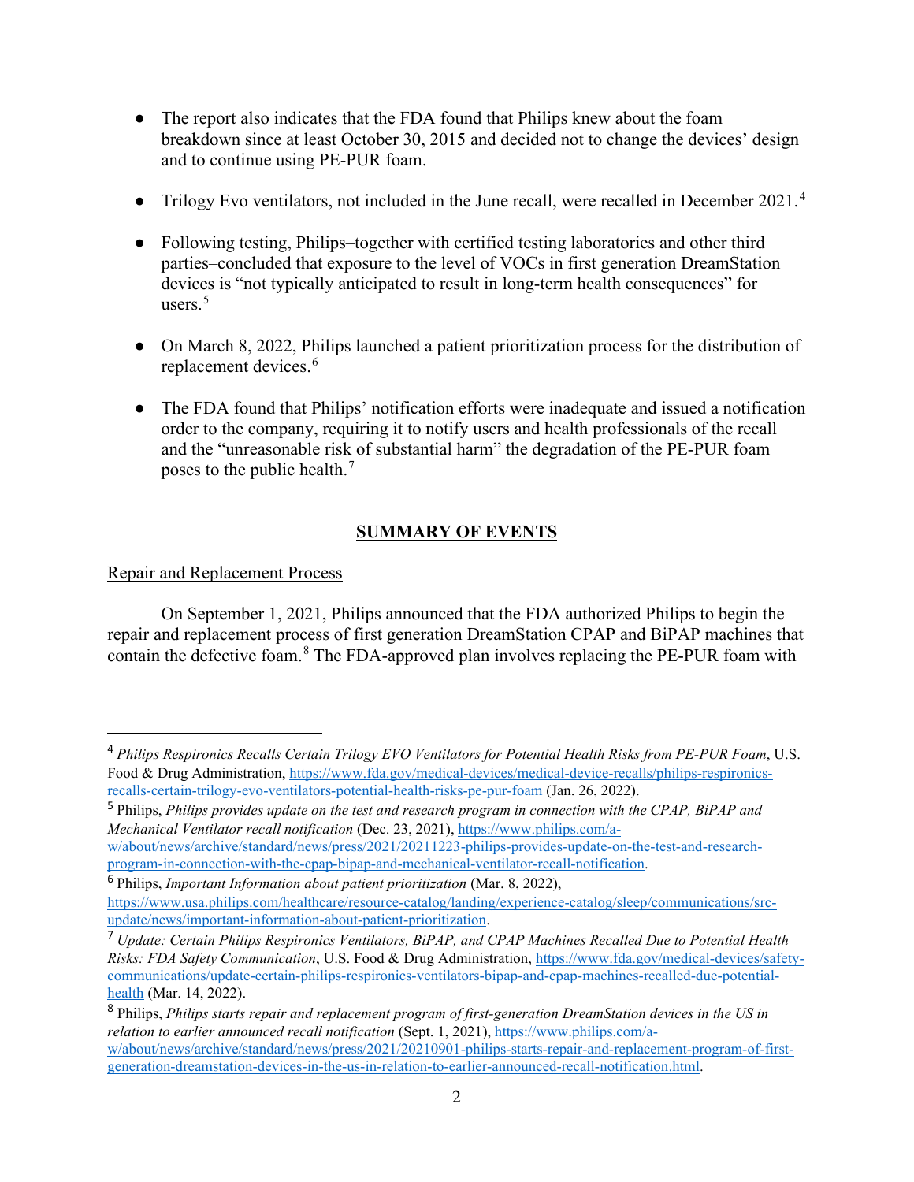- The report also indicates that the FDA found that Philips knew about the foam breakdown since at least October 30, 2015 and decided not to change the devices' design and to continue using PE-PUR foam.

- Trilogy Evo ventilators, not included in the June recall, were recalled in December 2021.[4]

- Following testing, Philips–together with certified testing laboratories and other third parties–concluded that exposure to the level of VOCs in first generation DreamStation devices is "not typically anticipated to result in long-term health consequences" for users.[5]

- On March 8, 2022, Philips launched a patient prioritization process for the distribution of replacement devices.[6]

- The FDA found that Philips' notification efforts were inadequate and issued a notification order to the company, requiring it to notify users and health professionals of the recall and the "unreasonable risk of substantial harm" the degradation of the PE-PUR foam poses to the public health.[7]

## SUMMARY OF EVENTS

Repair and Replacement Process

On September 1, 2021, Philips announced that the FDA authorized Philips to begin the repair and replacement process of first generation DreamStation CPAP and BiPAP machines that contain the defective foam.[8] The FDA-approved plan involves replacing the PE-PUR foam with

---

[4] *Philips Respironics Recalls Certain Trilogy EVO Ventilators for Potential Health Risks from PE-PUR Foam*, U.S. Food & Drug Administration, https://www.fda.gov/medical-devices/medical-device-recalls/philips-respironics-recalls-certain-trilogy-evo-ventilators-potential-health-risks-pe-pur-foam (Jan. 26, 2022).

[5] Philips, *Philips provides update on the test and research program in connection with the CPAP, BiPAP and Mechanical Ventilator recall notification* (Dec. 23, 2021), https://www.philips.com/a-w/about/news/archive/standard/news/press/2021/20211223-philips-provides-update-on-the-test-and-research-program-in-connection-with-the-cpap-bipap-and-mechanical-ventilator-recall-notification.

[6] Philips, *Important Information about patient prioritization* (Mar. 8, 2022), https://www.usa.philips.com/healthcare/resource-catalog/landing/experience-catalog/sleep/communications/src-update/news/important-information-about-patient-prioritization.

[7] *Update: Certain Philips Respironics Ventilators, BiPAP, and CPAP Machines Recalled Due to Potential Health Risks: FDA Safety Communication*, U.S. Food & Drug Administration, https://www.fda.gov/medical-devices/safety-communications/update-certain-philips-respironics-ventilators-bipap-and-cpap-machines-recalled-due-potential-health (Mar. 14, 2022).

[8] Philips, *Philips starts repair and replacement program of first-generation DreamStation devices in the US in relation to earlier announced recall notification* (Sept. 1, 2021), https://www.philips.com/a-w/about/news/archive/standard/news/press/2021/20210901-philips-starts-repair-and-replacement-program-of-first-generation-dreamstation-devices-in-the-us-in-relation-to-earlier-announced-recall-notification.html.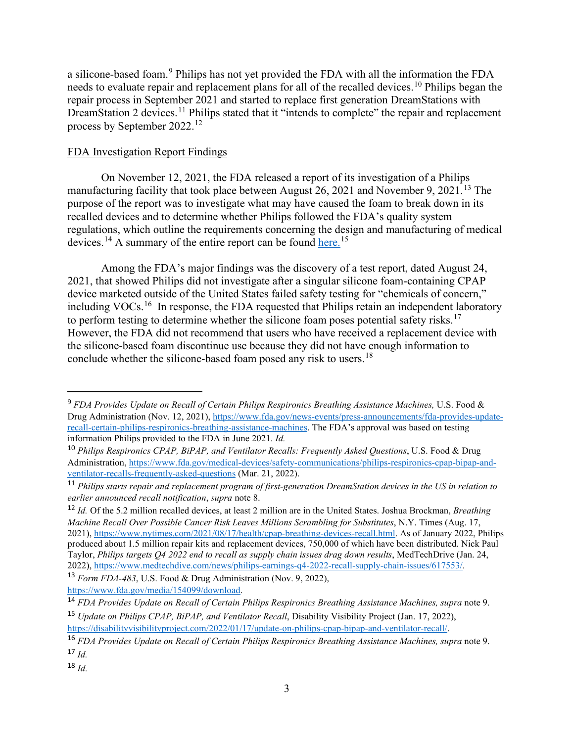a silicone-based foam.[9] Philips has not yet provided the FDA with all the information the FDA needs to evaluate repair and replacement plans for all of the recalled devices.[10] Philips began the repair process in September 2021 and started to replace first generation DreamStations with DreamStation 2 devices.[11] Philips stated that it "intends to complete" the repair and replacement process by September 2022.[12]

FDA Investigation Report Findings

On November 12, 2021, the FDA released a report of its investigation of a Philips manufacturing facility that took place between August 26, 2021 and November 9, 2021.[13] The purpose of the report was to investigate what may have caused the foam to break down in its recalled devices and to determine whether Philips followed the FDA's quality system regulations, which outline the requirements concerning the design and manufacturing of medical devices.[14] A summary of the entire report can be found [here.](https://disabilityvisibilityproject.com/2022/01/17/update-on-philips-cpap-bipap-and-ventilator-recall/)[15]

Among the FDA's major findings was the discovery of a test report, dated August 24, 2021, that showed Philips did not investigate after a singular silicone foam-containing CPAP device marketed outside of the United States failed safety testing for "chemicals of concern," including VOCs.[16] In response, the FDA requested that Philips retain an independent laboratory to perform testing to determine whether the silicone foam poses potential safety risks.[17] However, the FDA did not recommend that users who have received a replacement device with the silicone-based foam discontinue use because they did not have enough information to conclude whether the silicone-based foam posed any risk to users.[18]

---

[9] *FDA Provides Update on Recall of Certain Philips Respironics Breathing Assistance Machines,* U.S. Food & Drug Administration (Nov. 12, 2021), https://www.fda.gov/news-events/press-announcements/fda-provides-update-recall-certain-philips-respironics-breathing-assistance-machines. The FDA's approval was based on testing information Philips provided to the FDA in June 2021. *Id.*

[10] *Philips Respironics CPAP, BiPAP, and Ventilator Recalls: Frequently Asked Questions*, U.S. Food & Drug Administration, https://www.fda.gov/medical-devices/safety-communications/philips-respironics-cpap-bipap-and-ventilator-recalls-frequently-asked-questions (Mar. 21, 2022).

[11] *Philips starts repair and replacement program of first-generation DreamStation devices in the US in relation to earlier announced recall notification*, *supra* note 8.

[12] *Id.* Of the 5.2 million recalled devices, at least 2 million are in the United States. Joshua Brockman, *Breathing Machine Recall Over Possible Cancer Risk Leaves Millions Scrambling for Substitutes*, N.Y. Times (Aug. 17, 2021), https://www.nytimes.com/2021/08/17/health/cpap-breathing-devices-recall.html. As of January 2022, Philips produced about 1.5 million repair kits and replacement devices, 750,000 of which have been distributed. Nick Paul Taylor, *Philips targets Q4 2022 end to recall as supply chain issues drag down results*, MedTechDrive (Jan. 24, 2022), https://www.medtechdive.com/news/philips-earnings-q4-2022-recall-supply-chain-issues/617553/.

[13] *Form FDA-483*, U.S. Food & Drug Administration (Nov. 9, 2022), https://www.fda.gov/media/154099/download.

[14] *FDA Provides Update on Recall of Certain Philips Respironics Breathing Assistance Machines, supra* note 9.

[15] *Update on Philips CPAP, BiPAP, and Ventilator Recall*, Disability Visibility Project (Jan. 17, 2022), https://disabilityvisibilityproject.com/2022/01/17/update-on-philips-cpap-bipap-and-ventilator-recall/.

[16] *FDA Provides Update on Recall of Certain Philips Respironics Breathing Assistance Machines, supra* note 9.

[17] *Id.*

[18] *Id.*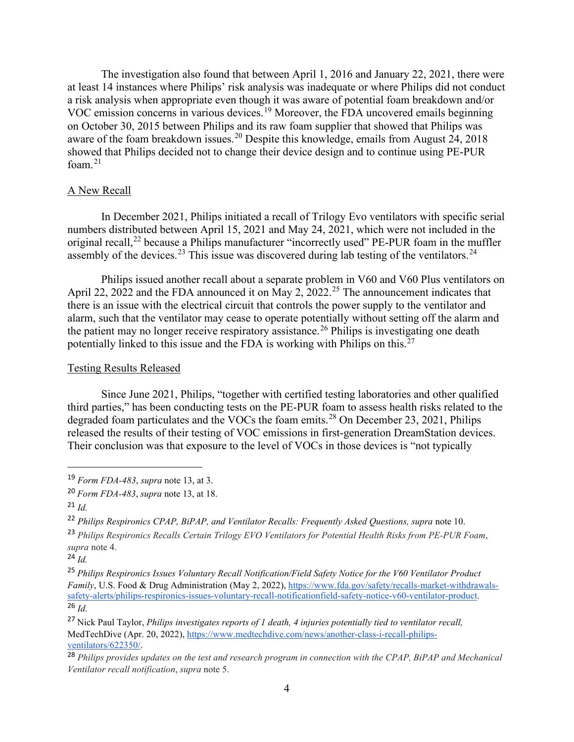The investigation also found that between April 1, 2016 and January 22, 2021, there were at least 14 instances where Philips' risk analysis was inadequate or where Philips did not conduct a risk analysis when appropriate even though it was aware of potential foam breakdown and/or VOC emission concerns in various devices.[19] Moreover, the FDA uncovered emails beginning on October 30, 2015 between Philips and its raw foam supplier that showed that Philips was aware of the foam breakdown issues.[20] Despite this knowledge, emails from August 24, 2018 showed that Philips decided not to change their device design and to continue using PE-PUR foam.[21]

## A New Recall

In December 2021, Philips initiated a recall of Trilogy Evo ventilators with specific serial numbers distributed between April 15, 2021 and May 24, 2021, which were not included in the original recall,[22] because a Philips manufacturer "incorrectly used" PE-PUR foam in the muffler assembly of the devices.[23] This issue was discovered during lab testing of the ventilators.[24]

Philips issued another recall about a separate problem in V60 and V60 Plus ventilators on April 22, 2022 and the FDA announced it on May 2, 2022.[25] The announcement indicates that there is an issue with the electrical circuit that controls the power supply to the ventilator and alarm, such that the ventilator may cease to operate potentially without setting off the alarm and the patient may no longer receive respiratory assistance.[26] Philips is investigating one death potentially linked to this issue and the FDA is working with Philips on this.[27]

## Testing Results Released

Since June 2021, Philips, "together with certified testing laboratories and other qualified third parties," has been conducting tests on the PE-PUR foam to assess health risks related to the degraded foam particulates and the VOCs the foam emits.[28] On December 23, 2021, Philips released the results of their testing of VOC emissions in first-generation DreamStation devices. Their conclusion was that exposure to the level of VOCs in those devices is "not typically

---

[19] *Form FDA-483*, *supra* note 13, at 3.

[20] *Form FDA-483*, *supra* note 13, at 18.

[21] *Id.*

[22] *Philips Respironics CPAP, BiPAP, and Ventilator Recalls: Frequently Asked Questions, supra* note 10.

[23] *Philips Respironics Recalls Certain Trilogy EVO Ventilators for Potential Health Risks from PE-PUR Foam*, *supra* note 4.

[24] *Id.*

[25] *Philips Respironics Issues Voluntary Recall Notification/Field Safety Notice for the V60 Ventilator Product Family*, U.S. Food & Drug Administration (May 2, 2022), https://www.fda.gov/safety/recalls-market-withdrawals-safety-alerts/philips-respironics-issues-voluntary-recall-notificationfield-safety-notice-v60-ventilator-product.

[26] *Id.*

[27] Nick Paul Taylor, *Philips investigates reports of 1 death, 4 injuries potentially tied to ventilator recall,* MedTechDive (Apr. 20, 2022), https://www.medtechdive.com/news/another-class-i-recall-philips-ventilators/622350/.

[28] *Philips provides updates on the test and research program in connection with the CPAP, BiPAP and Mechanical Ventilator recall notification*, *supra* note 5.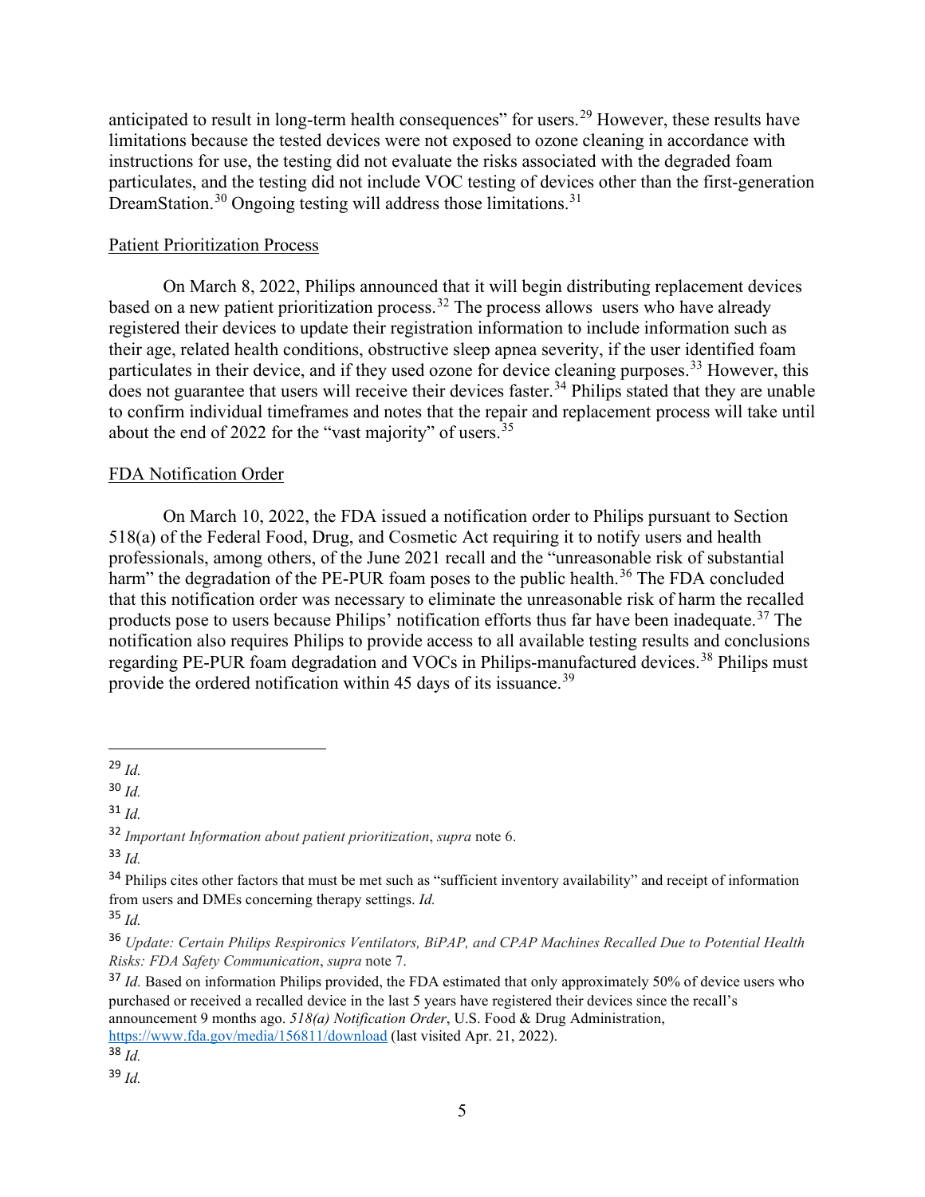anticipated to result in long-term health consequences" for users.[29] However, these results have limitations because the tested devices were not exposed to ozone cleaning in accordance with instructions for use, the testing did not evaluate the risks associated with the degraded foam particulates, and the testing did not include VOC testing of devices other than the first-generation DreamStation.[30] Ongoing testing will address those limitations.[31]

Patient Prioritization Process

On March 8, 2022, Philips announced that it will begin distributing replacement devices based on a new patient prioritization process.[32] The process allows users who have already registered their devices to update their registration information to include information such as their age, related health conditions, obstructive sleep apnea severity, if the user identified foam particulates in their device, and if they used ozone for device cleaning purposes.[33] However, this does not guarantee that users will receive their devices faster.[34] Philips stated that they are unable to confirm individual timeframes and notes that the repair and replacement process will take until about the end of 2022 for the "vast majority" of users.[35]

FDA Notification Order

On March 10, 2022, the FDA issued a notification order to Philips pursuant to Section 518(a) of the Federal Food, Drug, and Cosmetic Act requiring it to notify users and health professionals, among others, of the June 2021 recall and the "unreasonable risk of substantial harm" the degradation of the PE-PUR foam poses to the public health.[36] The FDA concluded that this notification order was necessary to eliminate the unreasonable risk of harm the recalled products pose to users because Philips' notification efforts thus far have been inadequate.[37] The notification also requires Philips to provide access to all available testing results and conclusions regarding PE-PUR foam degradation and VOCs in Philips-manufactured devices.[38] Philips must provide the ordered notification within 45 days of its issuance.[39]

---

[29] *Id.*

[30] *Id.*

[31] *Id.*

[32] *Important Information about patient prioritization*, *supra* note 6.

[33] *Id.*

[34] Philips cites other factors that must be met such as "sufficient inventory availability" and receipt of information from users and DMEs concerning therapy settings. *Id.*

[35] *Id.*

[36] *Update: Certain Philips Respironics Ventilators, BiPAP, and CPAP Machines Recalled Due to Potential Health Risks: FDA Safety Communication*, *supra* note 7.

[37] *Id.* Based on information Philips provided, the FDA estimated that only approximately 50% of device users who purchased or received a recalled device in the last 5 years have registered their devices since the recall's announcement 9 months ago. *518(a) Notification Order*, U.S. Food & Drug Administration, https://www.fda.gov/media/156811/download (last visited Apr. 21, 2022).

[38] *Id.*

[39] *Id.*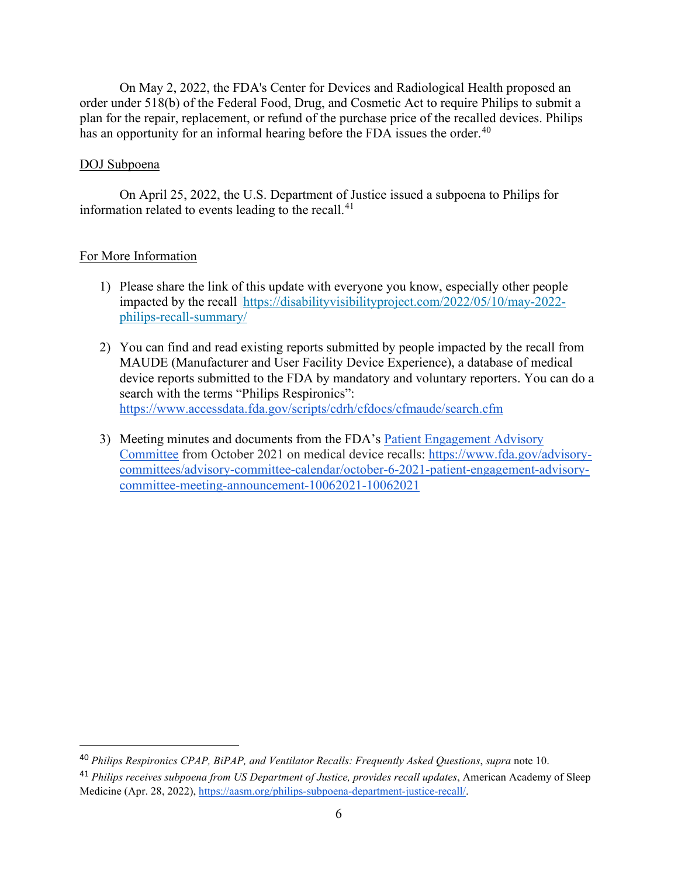On May 2, 2022, the FDA's Center for Devices and Radiological Health proposed an order under 518(b) of the Federal Food, Drug, and Cosmetic Act to require Philips to submit a plan for the repair, replacement, or refund of the purchase price of the recalled devices. Philips has an opportunity for an informal hearing before the FDA issues the order.[40]

<u>DOJ Subpoena</u>

On April 25, 2022, the U.S. Department of Justice issued a subpoena to Philips for information related to events leading to the recall.[41]

<u>For More Information</u>

1) Please share the link of this update with everyone you know, especially other people impacted by the recall [https://disabilityvisibilityproject.com/2022/05/10/may-2022-philips-recall-summary/](https://disabilityvisibilityproject.com/2022/05/10/may-2022-philips-recall-summary/)

2) You can find and read existing reports submitted by people impacted by the recall from MAUDE (Manufacturer and User Facility Device Experience), a database of medical device reports submitted to the FDA by mandatory and voluntary reporters. You can do a search with the terms "Philips Respironics": [https://www.accessdata.fda.gov/scripts/cdrh/cfdocs/cfmaude/search.cfm](https://www.accessdata.fda.gov/scripts/cdrh/cfdocs/cfmaude/search.cfm)

3) Meeting minutes and documents from the FDA's Patient Engagement Advisory Committee from October 2021 on medical device recalls: [https://www.fda.gov/advisory-committees/advisory-committee-calendar/october-6-2021-patient-engagement-advisory-committee-meeting-announcement-10062021-10062021](https://www.fda.gov/advisory-committees/advisory-committee-calendar/october-6-2021-patient-engagement-advisory-committee-meeting-announcement-10062021-10062021)

---

[40] *Philips Respironics CPAP, BiPAP, and Ventilator Recalls: Frequently Asked Questions*, *supra* note 10.

[41] *Philips receives subpoena from US Department of Justice, provides recall updates*, American Academy of Sleep Medicine (Apr. 28, 2022), https://aasm.org/philips-subpoena-department-justice-recall/.